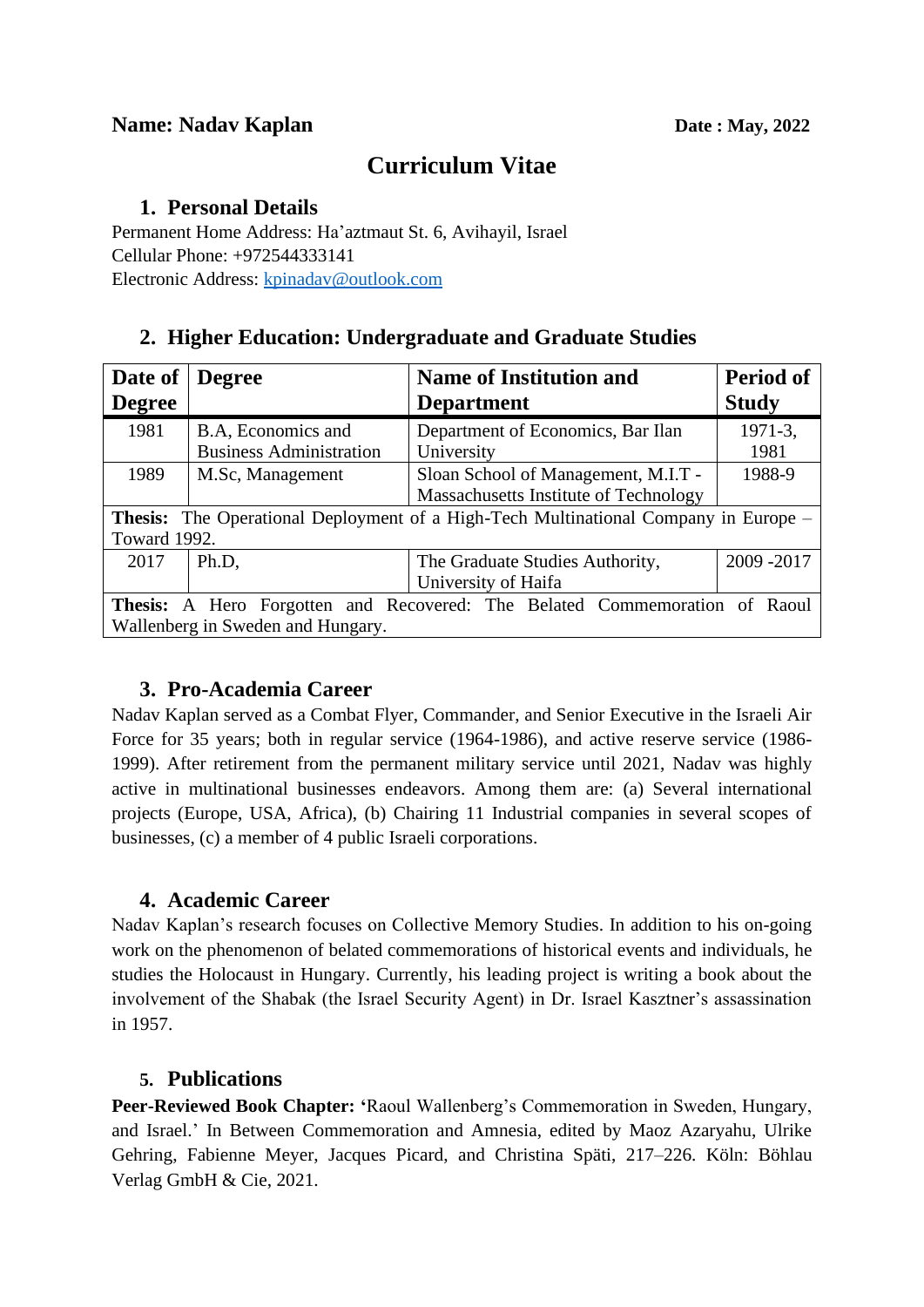**Name: Nadav Kaplan** **Date : May, 2022**

# Curriculum Vitae

## 1. Personal Details

Permanent Home Address: Ha'aztmaut St. 6, Avihayil, Israel
Cellular Phone: +972544333141
Electronic Address: kpinadav@outlook.com

## 2. Higher Education: Undergraduate and Graduate Studies

| Date of Degree | Degree | Name of Institution and Department | Period of Study |
|---|---|---|---|
| 1981 | B.A, Economics and Business Administration | Department of Economics, Bar Ilan University | 1971-3, 1981 |
| 1989 | M.Sc, Management | Sloan School of Management, M.I.T - Massachusetts Institute of Technology | 1988-9 |
| **Thesis:** The Operational Deployment of a High-Tech Multinational Company in Europe – Toward 1992. | | | |
| 2017 | Ph.D, | The Graduate Studies Authority, University of Haifa | 2009 -2017 |
| **Thesis:** A Hero Forgotten and Recovered: The Belated Commemoration of Raoul Wallenberg in Sweden and Hungary. | | | |

## 3. Pro-Academia Career

Nadav Kaplan served as a Combat Flyer, Commander, and Senior Executive in the Israeli Air Force for 35 years; both in regular service (1964-1986), and active reserve service (1986-1999). After retirement from the permanent military service until 2021, Nadav was highly active in multinational businesses endeavors. Among them are: (a) Several international projects (Europe, USA, Africa), (b) Chairing 11 Industrial companies in several scopes of businesses, (c) a member of 4 public Israeli corporations.

## 4. Academic Career

Nadav Kaplan's research focuses on Collective Memory Studies. In addition to his on-going work on the phenomenon of belated commemorations of historical events and individuals, he studies the Holocaust in Hungary. Currently, his leading project is writing a book about the involvement of the Shabak (the Israel Security Agent) in Dr. Israel Kasztner's assassination in 1957.

## 5. Publications

**Peer-Reviewed Book Chapter: '**Raoul Wallenberg's Commemoration in Sweden, Hungary, and Israel.' In Between Commemoration and Amnesia, edited by Maoz Azaryahu, Ulrike Gehring, Fabienne Meyer, Jacques Picard, and Christina Späti, 217–226. Köln: Böhlau Verlag GmbH & Cie, 2021.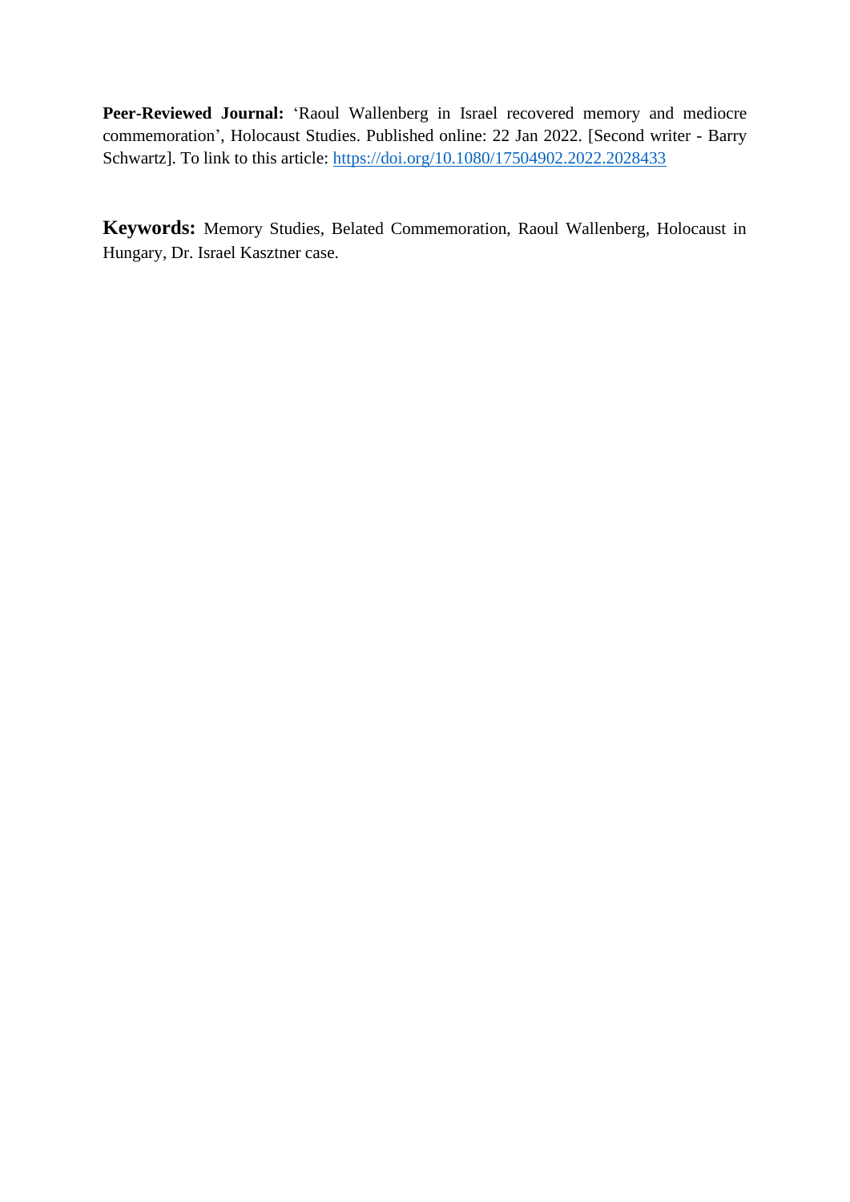**Peer-Reviewed Journal:** 'Raoul Wallenberg in Israel recovered memory and mediocre commemoration', Holocaust Studies. Published online: 22 Jan 2022. [Second writer - Barry Schwartz]. To link to this article: https://doi.org/10.1080/17504902.2022.2028433

**Keywords:** Memory Studies, Belated Commemoration, Raoul Wallenberg, Holocaust in Hungary, Dr. Israel Kasztner case.